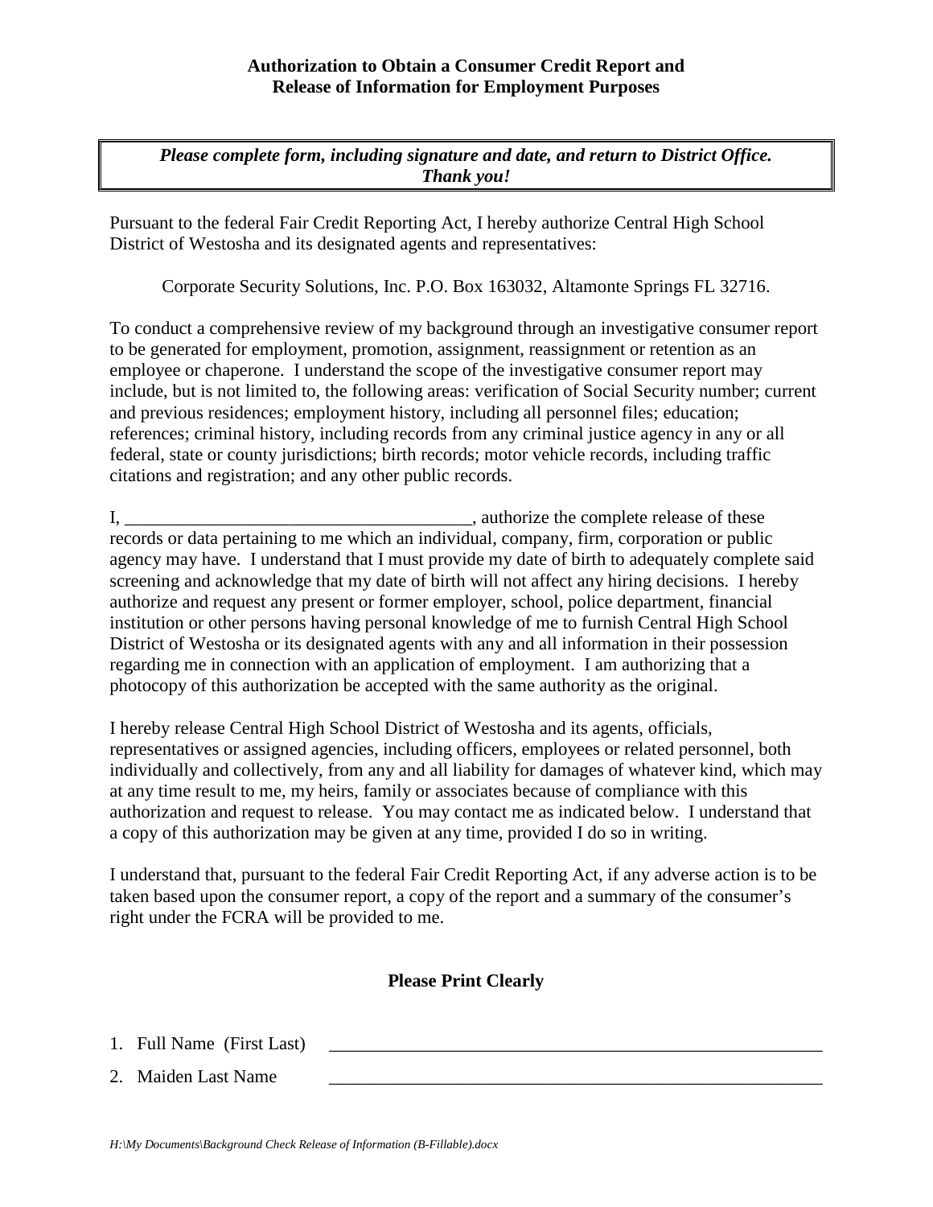**Authorization to Obtain a Consumer Credit Report and Release of Information for Employment Purposes**

> ***Please complete form, including signature and date, and return to District Office. Thank you!***

Pursuant to the federal Fair Credit Reporting Act, I hereby authorize Central High School District of Westosha and its designated agents and representatives:

Corporate Security Solutions, Inc. P.O. Box 163032, Altamonte Springs FL 32716.

To conduct a comprehensive review of my background through an investigative consumer report to be generated for employment, promotion, assignment, reassignment or retention as an employee or chaperone. I understand the scope of the investigative consumer report may include, but is not limited to, the following areas: verification of Social Security number; current and previous residences; employment history, including all personnel files; education; references; criminal history, including records from any criminal justice agency in any or all federal, state or county jurisdictions; birth records; motor vehicle records, including traffic citations and registration; and any other public records.

I, ______________________________________, authorize the complete release of these records or data pertaining to me which an individual, company, firm, corporation or public agency may have. I understand that I must provide my date of birth to adequately complete said screening and acknowledge that my date of birth will not affect any hiring decisions. I hereby authorize and request any present or former employer, school, police department, financial institution or other persons having personal knowledge of me to furnish Central High School District of Westosha or its designated agents with any and all information in their possession regarding me in connection with an application of employment. I am authorizing that a photocopy of this authorization be accepted with the same authority as the original.

I hereby release Central High School District of Westosha and its agents, officials, representatives or assigned agencies, including officers, employees or related personnel, both individually and collectively, from any and all liability for damages of whatever kind, which may at any time result to me, my heirs, family or associates because of compliance with this authorization and request to release. You may contact me as indicated below. I understand that a copy of this authorization may be given at any time, provided I do so in writing.

I understand that, pursuant to the federal Fair Credit Reporting Act, if any adverse action is to be taken based upon the consumer report, a copy of the report and a summary of the consumer's right under the FCRA will be provided to me.

**Please Print Clearly**

1. Full Name (First Last) ______________________________________________________
2. Maiden Last Name ______________________________________________________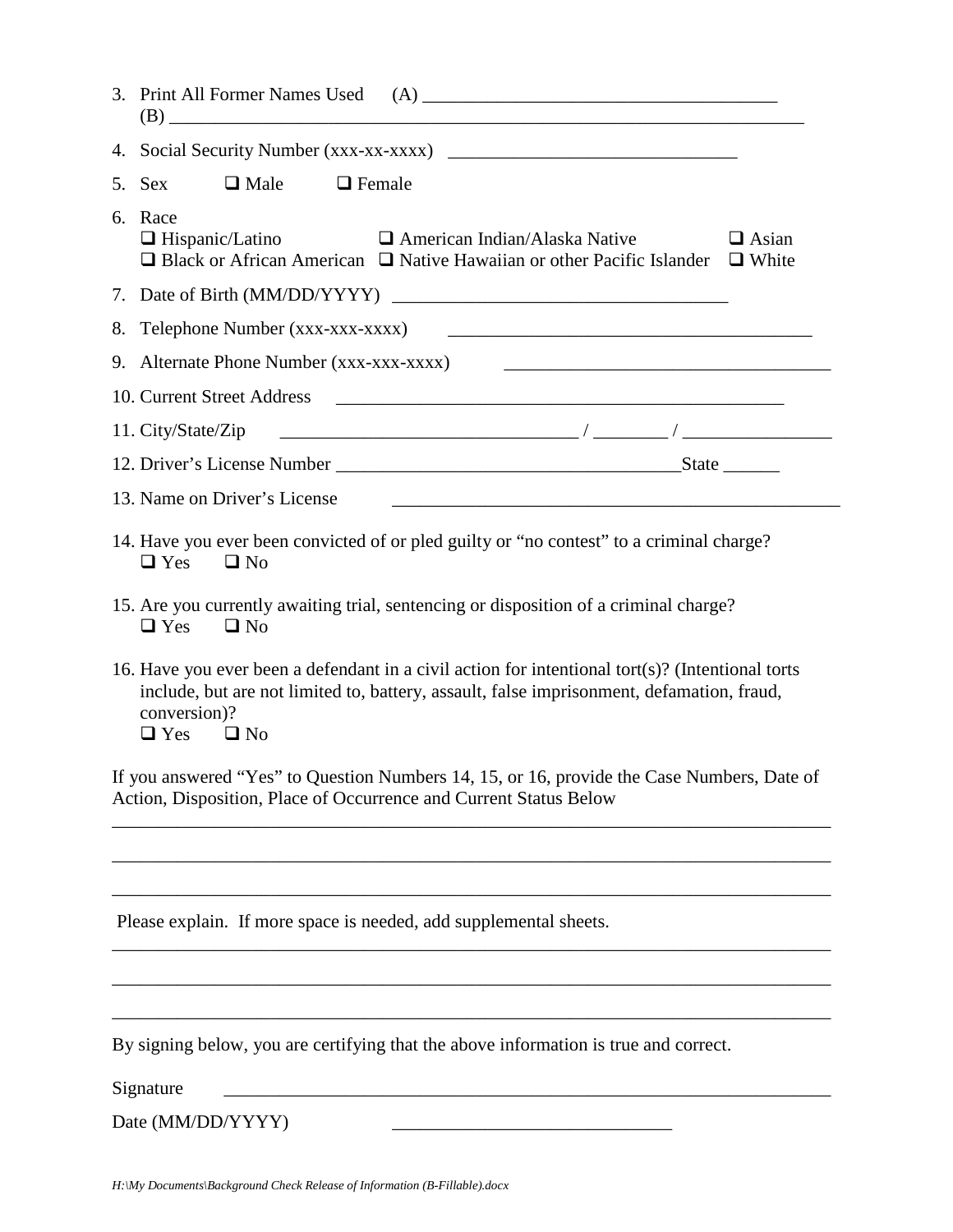3. Print All Former Names Used (A) _____________________________________
   (B) ______________________________________________________________________

4. Social Security Number (xxx-xx-xxxx) _______________________________

5. Sex ❑ Male ❑ Female

6. Race
   ❑ Hispanic/Latino ❑ American Indian/Alaska Native ❑ Asian
   ❑ Black or African American ❑ Native Hawaiian or other Pacific Islander ❑ White

7. Date of Birth (MM/DD/YYYY) ___________________________________

8. Telephone Number (xxx-xxx-xxxx) _______________________________________

9. Alternate Phone Number (xxx-xxx-xxxx) ____________________________________

10. Current Street Address __________________________________________________

11. City/State/Zip ________________________________ / ________ / ________________

12. Driver's License Number _____________________________________State ______

13. Name on Driver's License _________________________________________________

14. Have you ever been convicted of or pled guilty or "no contest" to a criminal charge?
    ❑ Yes ❑ No

15. Are you currently awaiting trial, sentencing or disposition of a criminal charge?
    ❑ Yes ❑ No

16. Have you ever been a defendant in a civil action for intentional tort(s)? (Intentional torts include, but are not limited to, battery, assault, false imprisonment, defamation, fraud, conversion)?
    ❑ Yes ❑ No

If you answered "Yes" to Question Numbers 14, 15, or 16, provide the Case Numbers, Date of Action, Disposition, Place of Occurrence and Current Status Below

_____________________________________________________________________________

_____________________________________________________________________________

_____________________________________________________________________________

Please explain. If more space is needed, add supplemental sheets.

_____________________________________________________________________________

_____________________________________________________________________________

_____________________________________________________________________________

By signing below, you are certifying that the above information is true and correct.

Signature ____________________________________________________________________

Date (MM/DD/YYYY) ______________________________

*H:\My Documents\Background Check Release of Information (B-Fillable).docx*